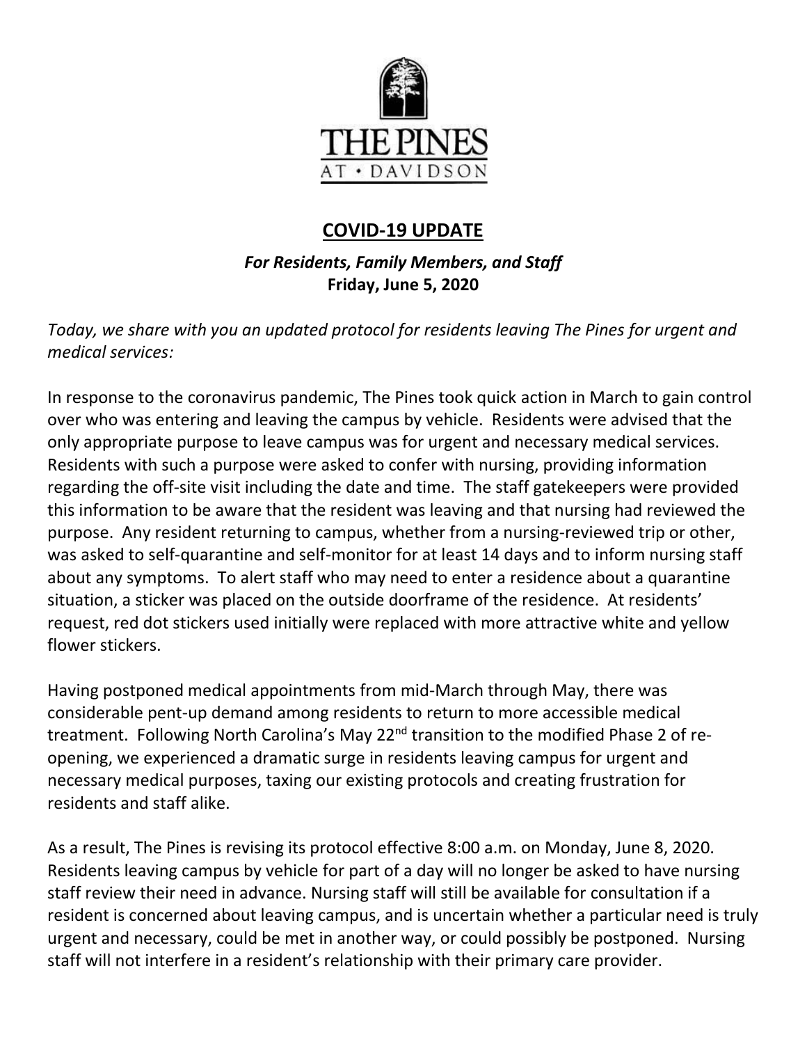# THE PINES AT • DAVIDSON

## COVID-19 UPDATE

***For Residents, Family Members, and Staff***
**Friday, June 5, 2020**

*Today, we share with you an updated protocol for residents leaving The Pines for urgent and medical services:*

In response to the coronavirus pandemic, The Pines took quick action in March to gain control over who was entering and leaving the campus by vehicle. Residents were advised that the only appropriate purpose to leave campus was for urgent and necessary medical services. Residents with such a purpose were asked to confer with nursing, providing information regarding the off-site visit including the date and time. The staff gatekeepers were provided this information to be aware that the resident was leaving and that nursing had reviewed the purpose. Any resident returning to campus, whether from a nursing-reviewed trip or other, was asked to self-quarantine and self-monitor for at least 14 days and to inform nursing staff about any symptoms. To alert staff who may need to enter a residence about a quarantine situation, a sticker was placed on the outside doorframe of the residence. At residents' request, red dot stickers used initially were replaced with more attractive white and yellow flower stickers.

Having postponed medical appointments from mid-March through May, there was considerable pent-up demand among residents to return to more accessible medical treatment. Following North Carolina's May 22nd transition to the modified Phase 2 of re-opening, we experienced a dramatic surge in residents leaving campus for urgent and necessary medical purposes, taxing our existing protocols and creating frustration for residents and staff alike.

As a result, The Pines is revising its protocol effective 8:00 a.m. on Monday, June 8, 2020. Residents leaving campus by vehicle for part of a day will no longer be asked to have nursing staff review their need in advance. Nursing staff will still be available for consultation if a resident is concerned about leaving campus, and is uncertain whether a particular need is truly urgent and necessary, could be met in another way, or could possibly be postponed. Nursing staff will not interfere in a resident's relationship with their primary care provider.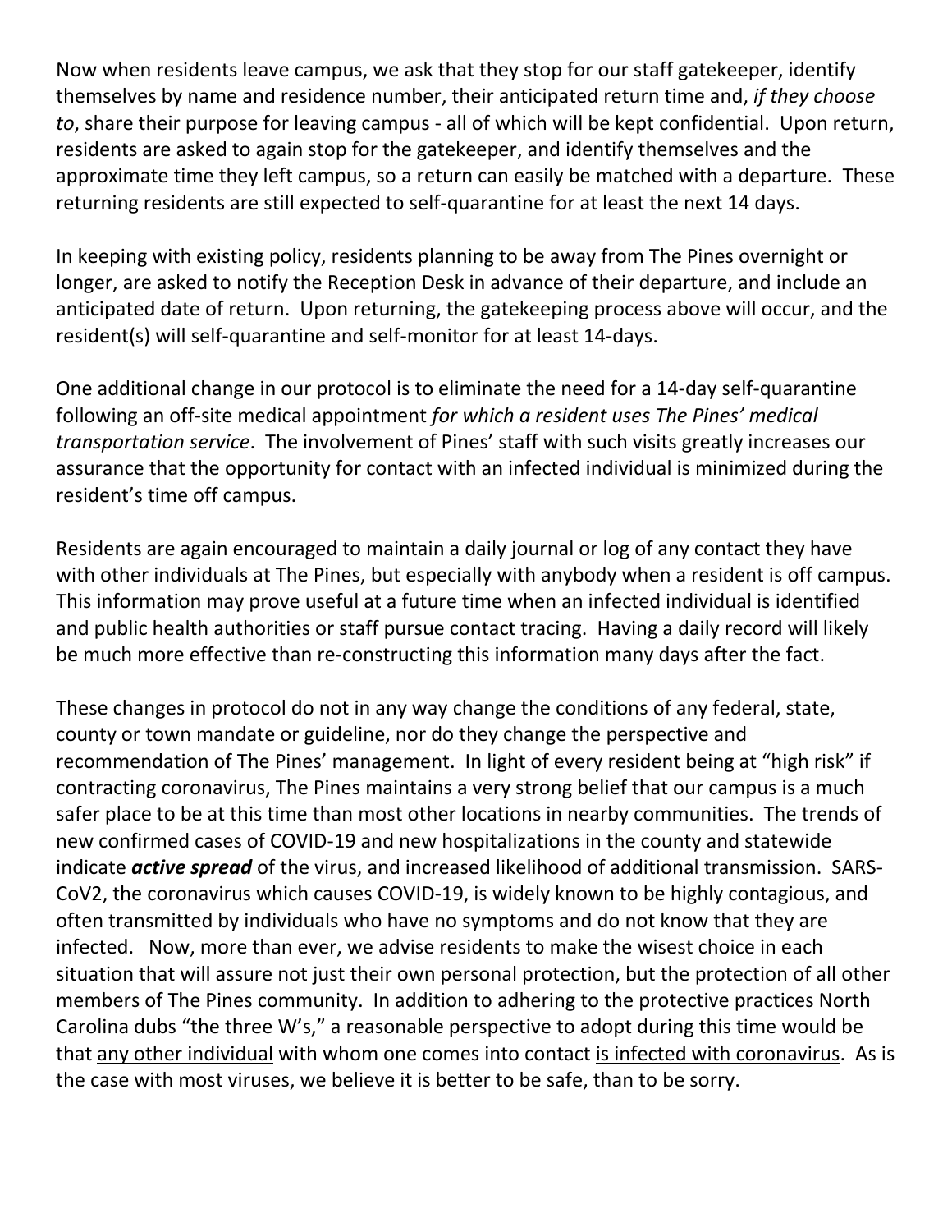Now when residents leave campus, we ask that they stop for our staff gatekeeper, identify themselves by name and residence number, their anticipated return time and, *if they choose to*, share their purpose for leaving campus - all of which will be kept confidential. Upon return, residents are asked to again stop for the gatekeeper, and identify themselves and the approximate time they left campus, so a return can easily be matched with a departure. These returning residents are still expected to self-quarantine for at least the next 14 days.

In keeping with existing policy, residents planning to be away from The Pines overnight or longer, are asked to notify the Reception Desk in advance of their departure, and include an anticipated date of return. Upon returning, the gatekeeping process above will occur, and the resident(s) will self-quarantine and self-monitor for at least 14-days.

One additional change in our protocol is to eliminate the need for a 14-day self-quarantine following an off-site medical appointment *for which a resident uses The Pines' medical transportation service*. The involvement of Pines' staff with such visits greatly increases our assurance that the opportunity for contact with an infected individual is minimized during the resident's time off campus.

Residents are again encouraged to maintain a daily journal or log of any contact they have with other individuals at The Pines, but especially with anybody when a resident is off campus. This information may prove useful at a future time when an infected individual is identified and public health authorities or staff pursue contact tracing. Having a daily record will likely be much more effective than re-constructing this information many days after the fact.

These changes in protocol do not in any way change the conditions of any federal, state, county or town mandate or guideline, nor do they change the perspective and recommendation of The Pines' management. In light of every resident being at "high risk" if contracting coronavirus, The Pines maintains a very strong belief that our campus is a much safer place to be at this time than most other locations in nearby communities. The trends of new confirmed cases of COVID-19 and new hospitalizations in the county and statewide indicate ***active spread*** of the virus, and increased likelihood of additional transmission. SARS-CoV2, the coronavirus which causes COVID-19, is widely known to be highly contagious, and often transmitted by individuals who have no symptoms and do not know that they are infected. Now, more than ever, we advise residents to make the wisest choice in each situation that will assure not just their own personal protection, but the protection of all other members of The Pines community. In addition to adhering to the protective practices North Carolina dubs "the three W's," a reasonable perspective to adopt during this time would be that <u>any other individual</u> with whom one comes into contact <u>is infected with coronavirus</u>. As is the case with most viruses, we believe it is better to be safe, than to be sorry.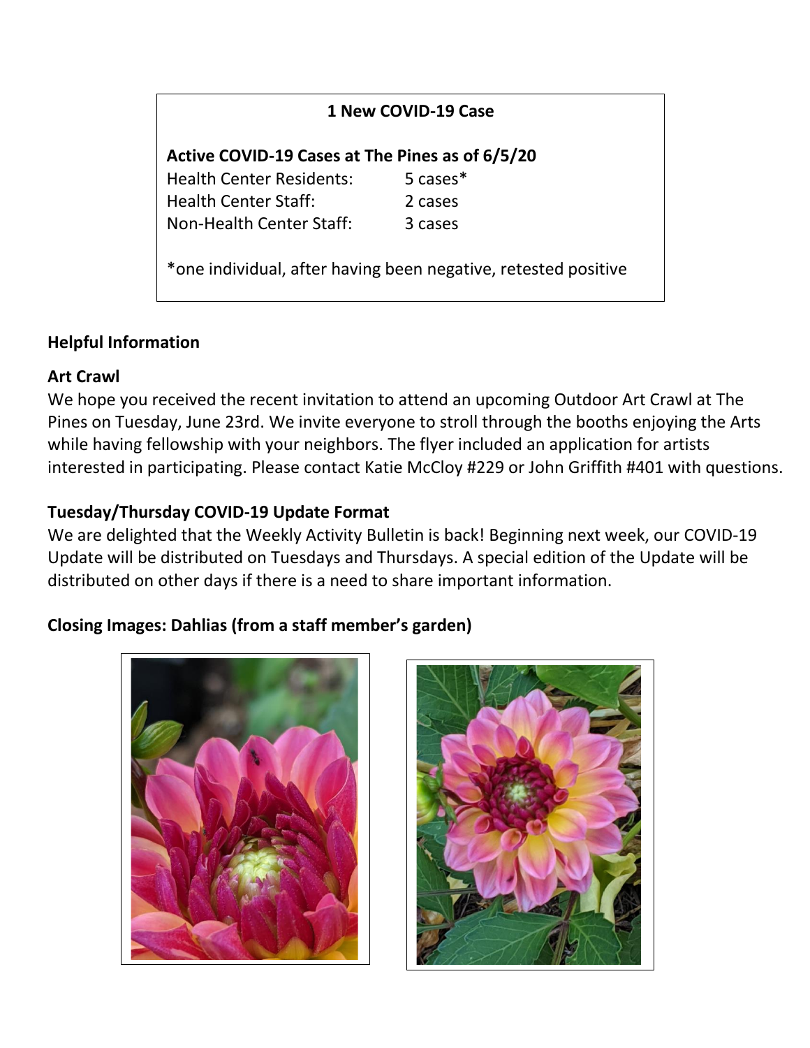**1 New COVID-19 Case**

**Active COVID-19 Cases at The Pines as of 6/5/20**

| | |
|---|---|
| Health Center Residents: | 5 cases* |
| Health Center Staff: | 2 cases |
| Non-Health Center Staff: | 3 cases |

*one individual, after having been negative, retested positive

## Helpful Information

### Art Crawl

We hope you received the recent invitation to attend an upcoming Outdoor Art Crawl at The Pines on Tuesday, June 23rd. We invite everyone to stroll through the booths enjoying the Arts while having fellowship with your neighbors. The flyer included an application for artists interested in participating. Please contact Katie McCloy #229 or John Griffith #401 with questions.

### Tuesday/Thursday COVID-19 Update Format

We are delighted that the Weekly Activity Bulletin is back! Beginning next week, our COVID-19 Update will be distributed on Tuesdays and Thursdays. A special edition of the Update will be distributed on other days if there is a need to share important information.

### Closing Images: Dahlias (from a staff member's garden)